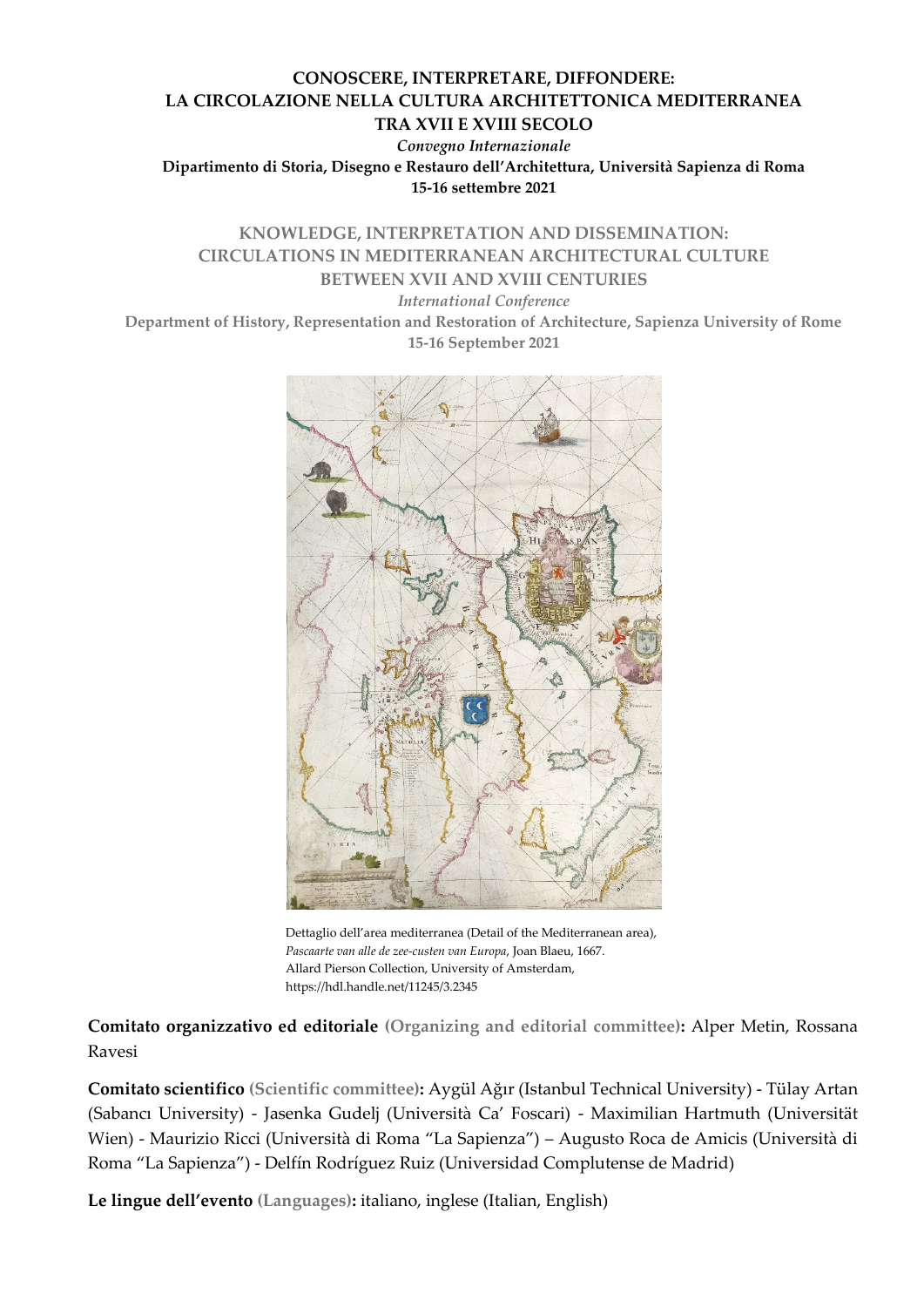**CONOSCERE, INTERPRETARE, DIFFONDERE:**
**LA CIRCOLAZIONE NELLA CULTURA ARCHITETTONICA MEDITERRANEA**
**TRA XVII E XVIII SECOLO**

*Convegno Internazionale*

**Dipartimento di Storia, Disegno e Restauro dell'Architettura, Università Sapienza di Roma**
**15-16 settembre 2021**

**KNOWLEDGE, INTERPRETATION AND DISSEMINATION:**
**CIRCULATIONS IN MEDITERRANEAN ARCHITECTURAL CULTURE**
**BETWEEN XVII AND XVIII CENTURIES**

*International Conference*

**Department of History, Representation and Restoration of Architecture, Sapienza University of Rome**
**15-16 September 2021**

Dettaglio dell'area mediterranea (Detail of the Mediterranean area),
*Pascaarte van alle de zee-custen van Europa*, Joan Blaeu, 1667.
Allard Pierson Collection, University of Amsterdam,
https://hdl.handle.net/11245/3.2345

**Comitato organizzativo ed editoriale** **(Organizing and editorial committee):** Alper Metin, Rossana Ravesi

**Comitato scientifico** **(Scientific committee):** Aygül Ağır (Istanbul Technical University) - Tülay Artan (Sabancı University) - Jasenka Gudelj (Università Ca' Foscari) - Maximilian Hartmuth (Universität Wien) - Maurizio Ricci (Università di Roma "La Sapienza") – Augusto Roca de Amicis (Università di Roma "La Sapienza") - Delfín Rodríguez Ruiz (Universidad Complutense de Madrid)

**Le lingue dell'evento** **(Languages):** italiano, inglese (Italian, English)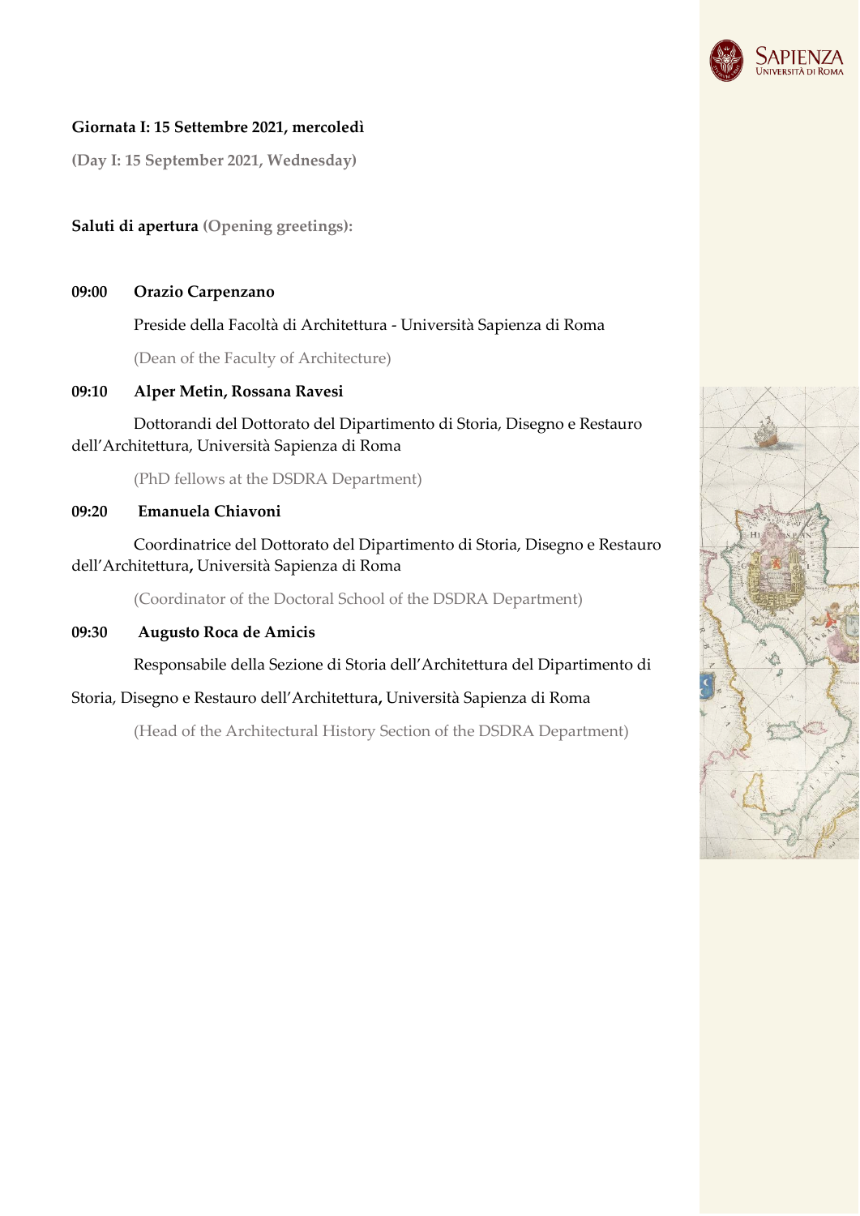**Giornata I: 15 Settembre 2021, mercoledì**

**(Day I: 15 September 2021, Wednesday)**

**Saluti di apertura (Opening greetings):**

**09:00 Orazio Carpenzano**

Preside della Facoltà di Architettura - Università Sapienza di Roma

(Dean of the Faculty of Architecture)

**09:10 Alper Metin, Rossana Ravesi**

Dottorandi del Dottorato del Dipartimento di Storia, Disegno e Restauro dell'Architettura, Università Sapienza di Roma

(PhD fellows at the DSDRA Department)

**09:20 Emanuela Chiavoni**

Coordinatrice del Dottorato del Dipartimento di Storia, Disegno e Restauro dell'Architettura, Università Sapienza di Roma

(Coordinator of the Doctoral School of the DSDRA Department)

**09:30 Augusto Roca de Amicis**

Responsabile della Sezione di Storia dell'Architettura del Dipartimento di Storia, Disegno e Restauro dell'Architettura, Università Sapienza di Roma

(Head of the Architectural History Section of the DSDRA Department)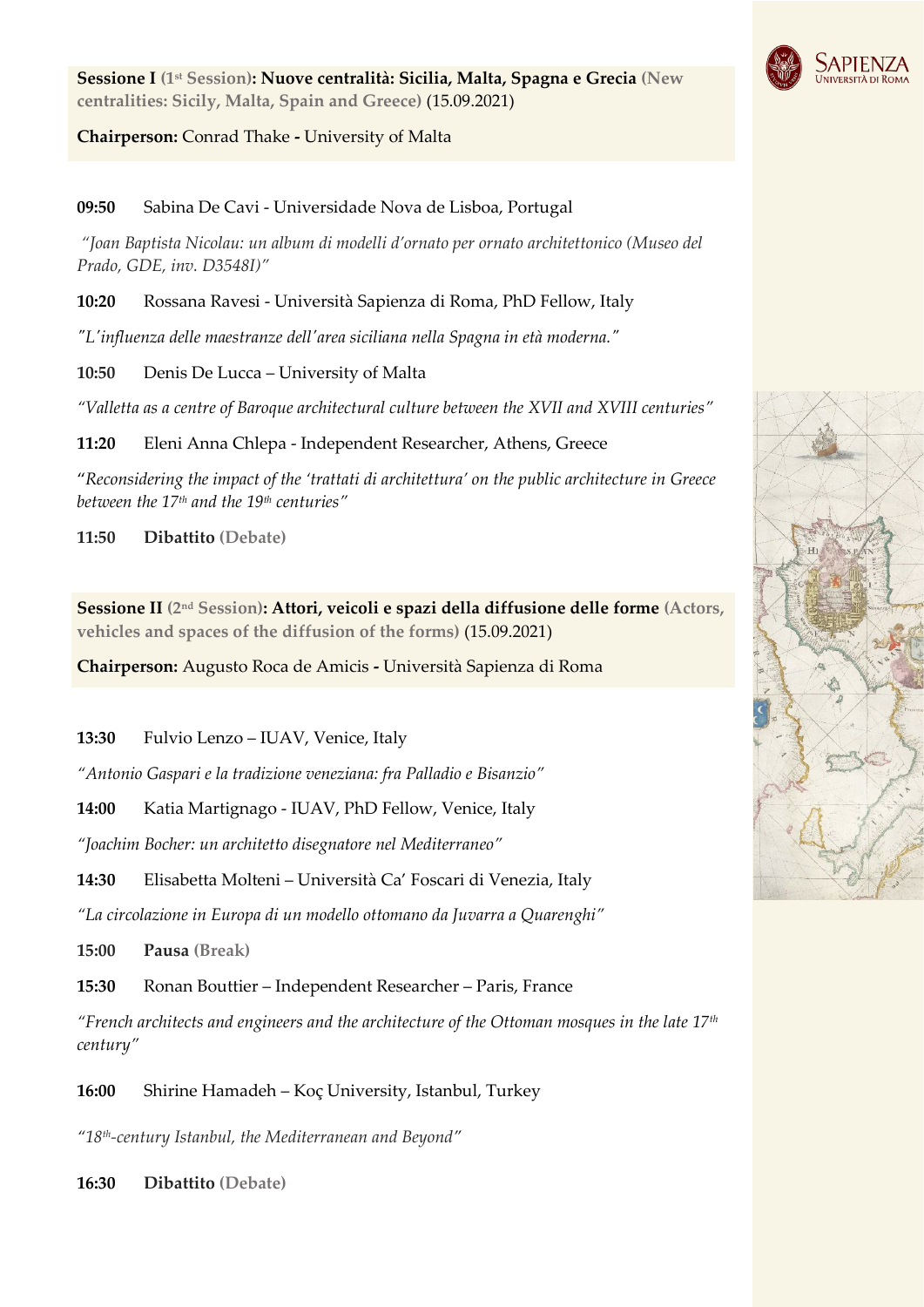**Sessione I (1st Session): Nuove centralità: Sicilia, Malta, Spagna e Grecia (New centralities: Sicily, Malta, Spain and Greece)** (15.09.2021)

**Chairperson:** Conrad Thake **-** University of Malta

**09:50** Sabina De Cavi - Universidade Nova de Lisboa, Portugal

*"Joan Baptista Nicolau: un album di modelli d'ornato per ornato architettonico (Museo del Prado, GDE, inv. D3548I)"*

**10:20** Rossana Ravesi - Università Sapienza di Roma, PhD Fellow, Italy

*"L'influenza delle maestranze dell'area siciliana nella Spagna in età moderna."*

**10:50** Denis De Lucca – University of Malta

*"Valletta as a centre of Baroque architectural culture between the XVII and XVIII centuries"*

**11:20** Eleni Anna Chlepa - Independent Researcher, Athens, Greece

*"Reconsidering the impact of the 'trattati di architettura' on the public architecture in Greece between the 17th and the 19th centuries"*

**11:50** **Dibattito (Debate)**

**Sessione II (2nd Session): Attori, veicoli e spazi della diffusione delle forme (Actors, vehicles and spaces of the diffusion of the forms)** (15.09.2021)

**Chairperson:** Augusto Roca de Amicis **-** Università Sapienza di Roma

**13:30** Fulvio Lenzo – IUAV, Venice, Italy

*"Antonio Gaspari e la tradizione veneziana: fra Palladio e Bisanzio"*

**14:00** Katia Martignago - IUAV, PhD Fellow, Venice, Italy

*"Joachim Bocher: un architetto disegnatore nel Mediterraneo"*

**14:30** Elisabetta Molteni – Università Ca' Foscari di Venezia, Italy

*"La circolazione in Europa di un modello ottomano da Juvarra a Quarenghi"*

**15:00** **Pausa (Break)**

**15:30** Ronan Bouttier – Independent Researcher – Paris, France

*"French architects and engineers and the architecture of the Ottoman mosques in the late 17th century"*

**16:00** Shirine Hamadeh – Koç University, Istanbul, Turkey

*"18th-century Istanbul, the Mediterranean and Beyond"*

**16:30** **Dibattito (Debate)**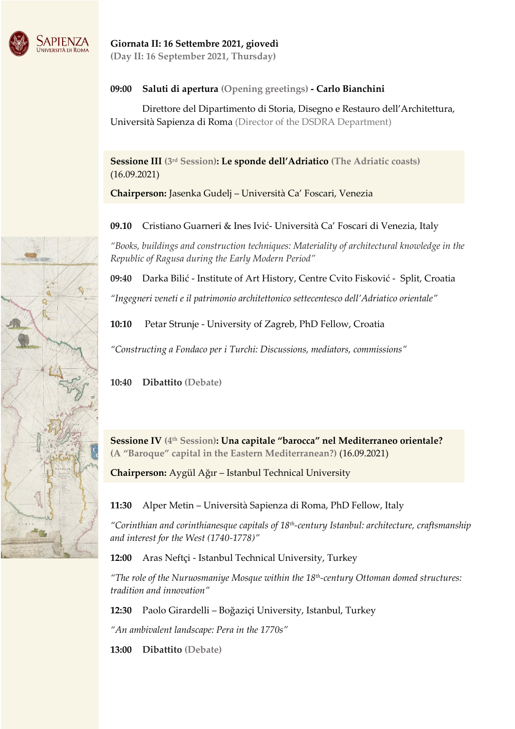**Giornata II: 16 Settembre 2021, giovedì**
**(Day II: 16 September 2021, Thursday)**

**09:00 Saluti di apertura (Opening greetings) - Carlo Bianchini**

Direttore del Dipartimento di Storia, Disegno e Restauro dell'Architettura, Università Sapienza di Roma (Director of the DSDRA Department)

**Sessione III (3rd Session): Le sponde dell'Adriatico (The Adriatic coasts)** (16.09.2021)

**Chairperson:** Jasenka Gudelj – Università Ca' Foscari, Venezia

**09.10** Cristiano Guarneri & Ines Ivić- Università Ca' Foscari di Venezia, Italy

*"Books, buildings and construction techniques: Materiality of architectural knowledge in the Republic of Ragusa during the Early Modern Period"*

**09:40** Darka Bilić - Institute of Art History, Centre Cvito Fisković - Split, Croatia

*"Ingegneri veneti e il patrimonio architettonico settecentesco dell'Adriatico orientale"*

**10:10** Petar Strunje - University of Zagreb, PhD Fellow, Croatia

*"Constructing a Fondaco per i Turchi: Discussions, mediators, commissions"*

**10:40 Dibattito (Debate)**

**Sessione IV (4th Session): Una capitale "barocca" nel Mediterraneo orientale? (A "Baroque" capital in the Eastern Mediterranean?)** (16.09.2021)

**Chairperson:** Aygül Ağır – Istanbul Technical University

**11:30** Alper Metin – Università Sapienza di Roma, PhD Fellow, Italy

*"Corinthian and corinthianesque capitals of 18th-century Istanbul: architecture, craftsmanship and interest for the West (1740-1778)"*

**12:00** Aras Neftçi - Istanbul Technical University, Turkey

*"The role of the Nuruosmaniye Mosque within the 18th-century Ottoman domed structures: tradition and innovation"*

**12:30** Paolo Girardelli – Boğaziçi University, Istanbul, Turkey

*"An ambivalent landscape: Pera in the 1770s"*

**13:00 Dibattito (Debate)**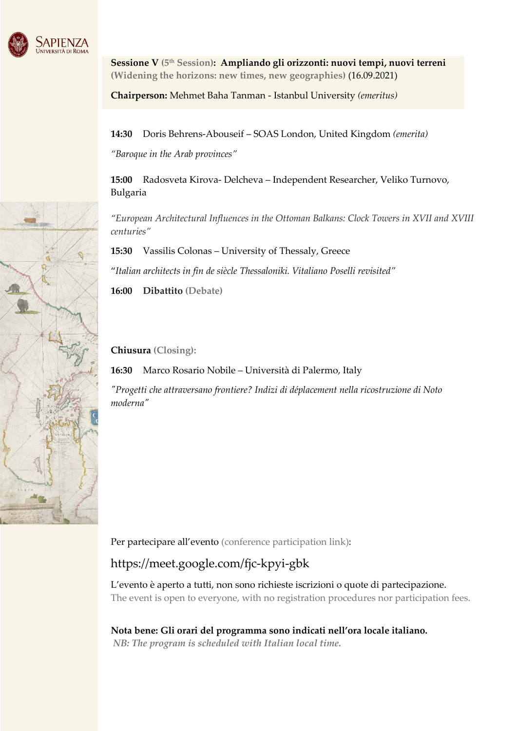**Sessione V (5th Session): Ampliando gli orizzonti: nuovi tempi, nuovi terreni (Widening the horizons: new times, new geographies)** (16.09.2021)

**Chairperson:** Mehmet Baha Tanman - Istanbul University *(emeritus)*

**14:30** Doris Behrens-Abouseif – SOAS London, United Kingdom *(emerita)*

*"Baroque in the Arab provinces"*

**15:00** Radosveta Kirova- Delcheva – Independent Researcher, Veliko Turnovo, Bulgaria

*"European Architectural Influences in the Ottoman Balkans: Clock Towers in XVII and XVIII centuries"*

**15:30** Vassilis Colonas – University of Thessaly, Greece

"*Italian architects in fin de siècle Thessaloniki. Vitaliano Poselli revisited"*

**16:00** **Dibattito (Debate)**

**Chiusura (Closing):**

**16:30** Marco Rosario Nobile – Università di Palermo, Italy

*"Progetti che attraversano frontiere? Indizi di déplacement nella ricostruzione di Noto moderna"*

Per partecipare all'evento (conference participation link):

https://meet.google.com/fjc-kpyi-gbk

L'evento è aperto a tutti, non sono richieste iscrizioni o quote di partecipazione.
The event is open to everyone, with no registration procedures nor participation fees.

**Nota bene: Gli orari del programma sono indicati nell'ora locale italiano.**
*NB: The program is scheduled with Italian local time.*